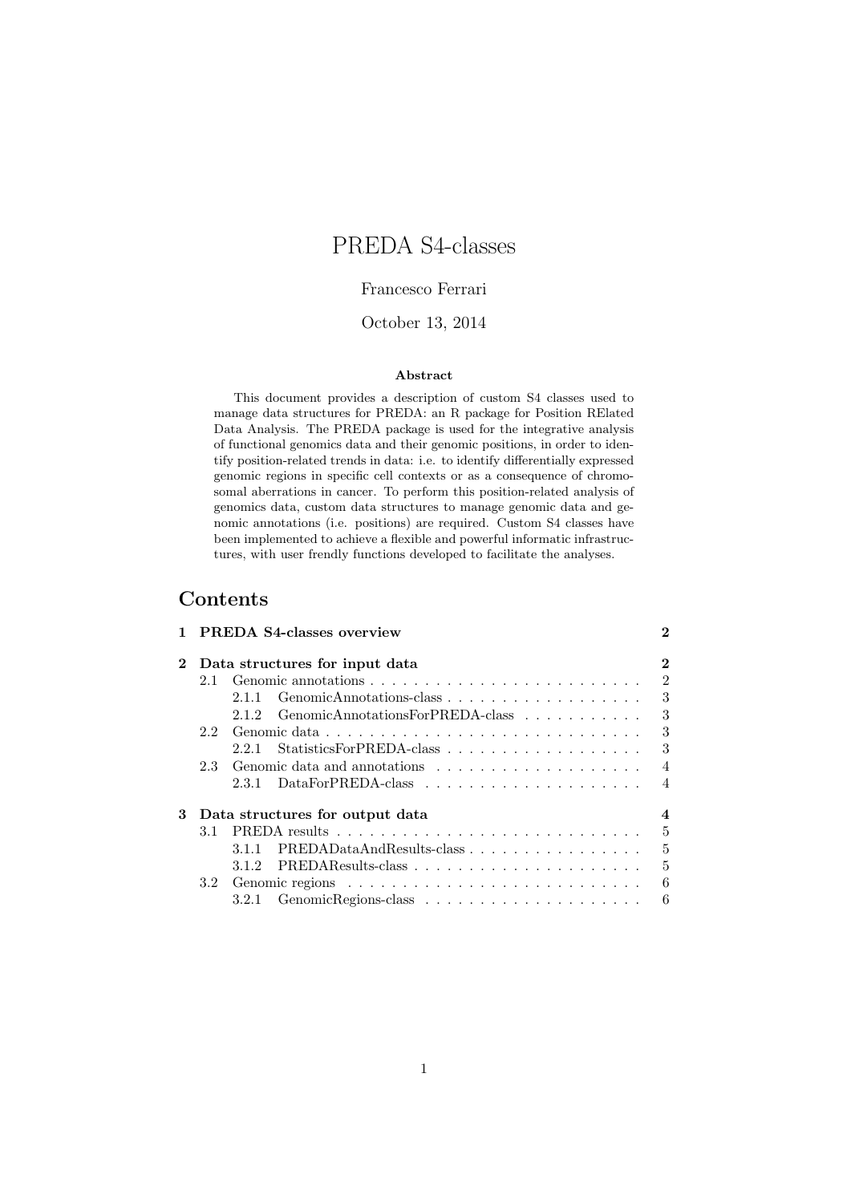# PREDA S4-classes

Francesco Ferrari

October 13, 2014

**Abstract**

This document provides a description of custom S4 classes used to manage data structures for PREDA: an R package for Position RElated Data Analysis. The PREDA package is used for the integrative analysis of functional genomics data and their genomic positions, in order to identify position-related trends in data: i.e. to identify differentially expressed genomic regions in specific cell contexts or as a consequence of chromosomal aberrations in cancer. To perform this position-related analysis of genomics data, custom data structures to manage genomic data and genomic annotations (i.e. positions) are required. Custom S4 classes have been implemented to achieve a flexible and powerful informatic infrastructures, with user frendly functions developed to facilitate the analyses.

## Contents

- **1 PREDA S4-classes overview** — **2**
- **2 Data structures for input data** — **2**
  - 2.1 Genomic annotations — 2
    - 2.1.1 GenomicAnnotations-class — 3
    - 2.1.2 GenomicAnnotationsForPREDA-class — 3
  - 2.2 Genomic data — 3
    - 2.2.1 StatisticsForPREDA-class — 3
  - 2.3 Genomic data and annotations — 4
    - 2.3.1 DataForPREDA-class — 4
- **3 Data structures for output data** — **4**
  - 3.1 PREDA results — 5
    - 3.1.1 PREDADataAndResults-class — 5
    - 3.1.2 PREDAResults-class — 5
  - 3.2 Genomic regions — 6
    - 3.2.1 GenomicRegions-class — 6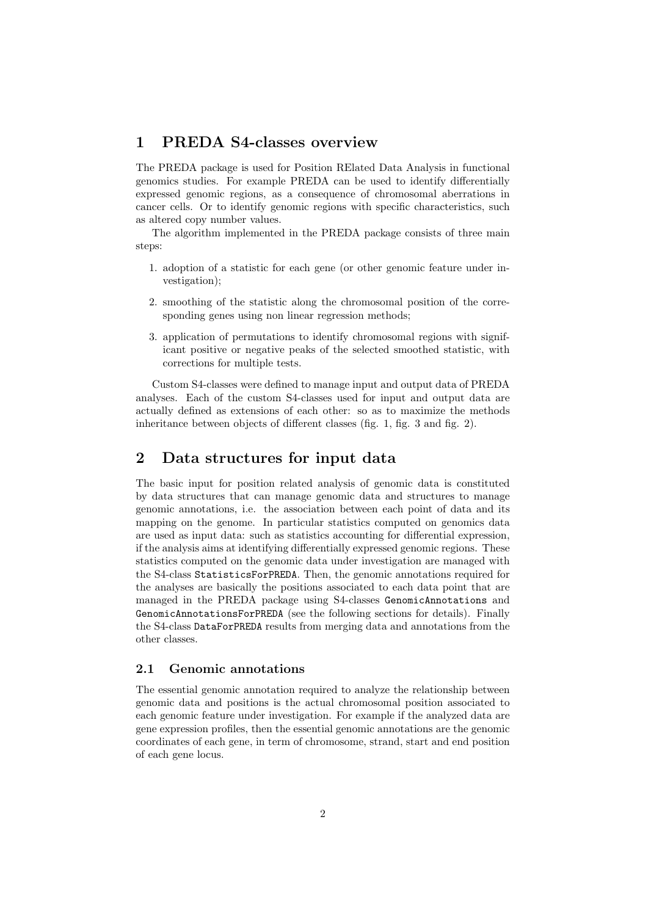# 1 PREDA S4-classes overview

The PREDA package is used for Position RElated Data Analysis in functional genomics studies. For example PREDA can be used to identify differentially expressed genomic regions, as a consequence of chromosomal aberrations in cancer cells. Or to identify genomic regions with specific characteristics, such as altered copy number values.

The algorithm implemented in the PREDA package consists of three main steps:

1. adoption of a statistic for each gene (or other genomic feature under investigation);
2. smoothing of the statistic along the chromosomal position of the corresponding genes using non linear regression methods;
3. application of permutations to identify chromosomal regions with significant positive or negative peaks of the selected smoothed statistic, with corrections for multiple tests.

Custom S4-classes were defined to manage input and output data of PREDA analyses. Each of the custom S4-classes used for input and output data are actually defined as extensions of each other: so as to maximize the methods inheritance between objects of different classes (fig. 1, fig. 3 and fig. 2).

# 2 Data structures for input data

The basic input for position related analysis of genomic data is constituted by data structures that can manage genomic data and structures to manage genomic annotations, i.e. the association between each point of data and its mapping on the genome. In particular statistics computed on genomics data are used as input data: such as statistics accounting for differential expression, if the analysis aims at identifying differentially expressed genomic regions. These statistics computed on the genomic data under investigation are managed with the S4-class `StatisticsForPREDA`. Then, the genomic annotations required for the analyses are basically the positions associated to each data point that are managed in the PREDA package using S4-classes `GenomicAnnotations` and `GenomicAnnotationsForPREDA` (see the following sections for details). Finally the S4-class `DataForPREDA` results from merging data and annotations from the other classes.

## 2.1 Genomic annotations

The essential genomic annotation required to analyze the relationship between genomic data and positions is the actual chromosomal position associated to each genomic feature under investigation. For example if the analyzed data are gene expression profiles, then the essential genomic annotations are the genomic coordinates of each gene, in term of chromosome, strand, start and end position of each gene locus.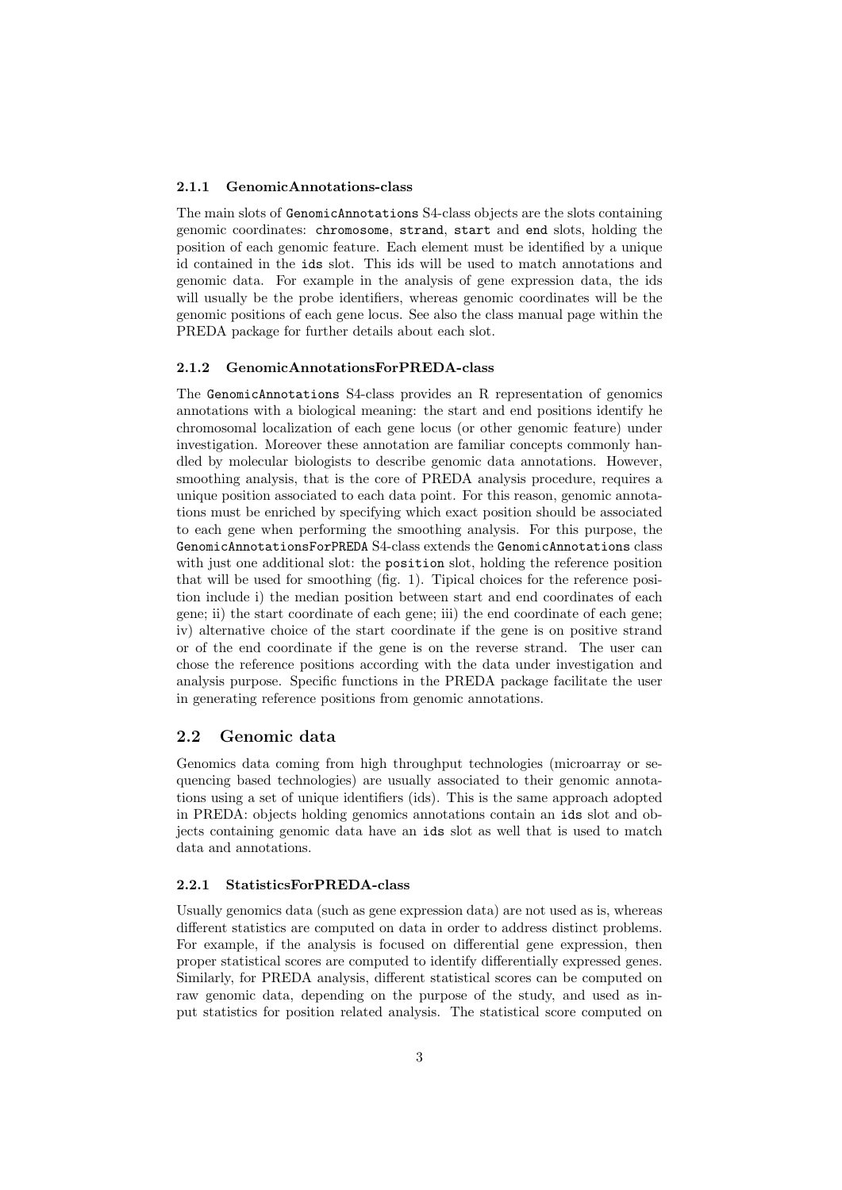#### 2.1.1 GenomicAnnotations-class

The main slots of `GenomicAnnotations` S4-class objects are the slots containing genomic coordinates: `chromosome`, `strand`, `start` and `end` slots, holding the position of each genomic feature. Each element must be identified by a unique id contained in the `ids` slot. This ids will be used to match annotations and genomic data. For example in the analysis of gene expression data, the ids will usually be the probe identifiers, whereas genomic coordinates will be the genomic positions of each gene locus. See also the class manual page within the PREDA package for further details about each slot.

#### 2.1.2 GenomicAnnotationsForPREDA-class

The `GenomicAnnotations` S4-class provides an R representation of genomics annotations with a biological meaning: the start and end positions identify he chromosomal localization of each gene locus (or other genomic feature) under investigation. Moreover these annotation are familiar concepts commonly handled by molecular biologists to describe genomic data annotations. However, smoothing analysis, that is the core of PREDA analysis procedure, requires a unique position associated to each data point. For this reason, genomic annotations must be enriched by specifying which exact position should be associated to each gene when performing the smoothing analysis. For this purpose, the `GenomicAnnotationsForPREDA` S4-class extends the `GenomicAnnotations` class with just one additional slot: the `position` slot, holding the reference position that will be used for smoothing (fig. 1). Tipical choices for the reference position include i) the median position between start and end coordinates of each gene; ii) the start coordinate of each gene; iii) the end coordinate of each gene; iv) alternative choice of the start coordinate if the gene is on positive strand or of the end coordinate if the gene is on the reverse strand. The user can chose the reference positions according with the data under investigation and analysis purpose. Specific functions in the PREDA package facilitate the user in generating reference positions from genomic annotations.

### 2.2 Genomic data

Genomics data coming from high throughput technologies (microarray or sequencing based technologies) are usually associated to their genomic annotations using a set of unique identifiers (ids). This is the same approach adopted in PREDA: objects holding genomics annotations contain an `ids` slot and objects containing genomic data have an `ids` slot as well that is used to match data and annotations.

#### 2.2.1 StatisticsForPREDA-class

Usually genomics data (such as gene expression data) are not used as is, whereas different statistics are computed on data in order to address distinct problems. For example, if the analysis is focused on differential gene expression, then proper statistical scores are computed to identify differentially expressed genes. Similarly, for PREDA analysis, different statistical scores can be computed on raw genomic data, depending on the purpose of the study, and used as input statistics for position related analysis. The statistical score computed on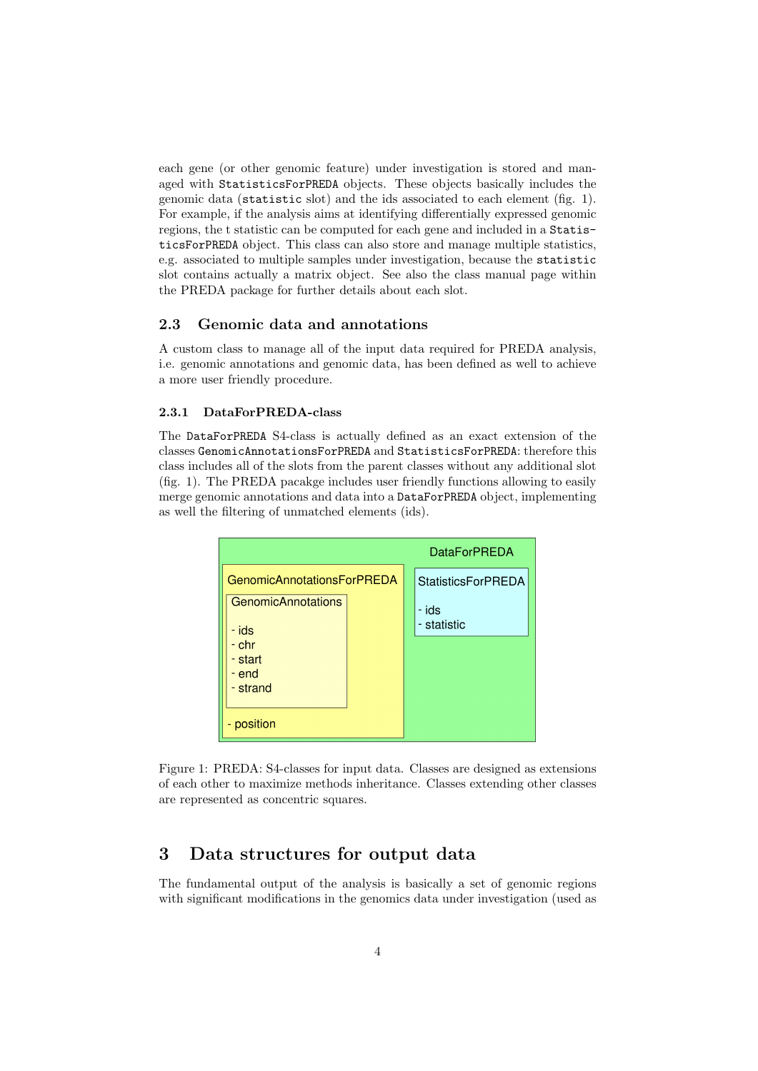each gene (or other genomic feature) under investigation is stored and managed with `StatisticsForPREDA` objects. These objects basically includes the genomic data (`statistic` slot) and the ids associated to each element (fig. 1). For example, if the analysis aims at identifying differentially expressed genomic regions, the t statistic can be computed for each gene and included in a `StatisticsForPREDA` object. This class can also store and manage multiple statistics, e.g. associated to multiple samples under investigation, because the `statistic` slot contains actually a matrix object. See also the class manual page within the PREDA package for further details about each slot.

## 2.3 Genomic data and annotations

A custom class to manage all of the input data required for PREDA analysis, i.e. genomic annotations and genomic data, has been defined as well to achieve a more user friendly procedure.

### 2.3.1 DataForPREDA-class

The `DataForPREDA` S4-class is actually defined as an exact extension of the classes `GenomicAnnotationsForPREDA` and `StatisticsForPREDA`: therefore this class includes all of the slots from the parent classes without any additional slot (fig. 1). The PREDA pacakge includes user friendly functions allowing to easily merge genomic annotations and data into a `DataForPREDA` object, implementing as well the filtering of unmatched elements (ids).

Figure 1: PREDA: S4-classes for input data. Classes are designed as extensions of each other to maximize methods inheritance. Classes extending other classes are represented as concentric squares.

# 3 Data structures for output data

The fundamental output of the analysis is basically a set of genomic regions with significant modifications in the genomics data under investigation (used as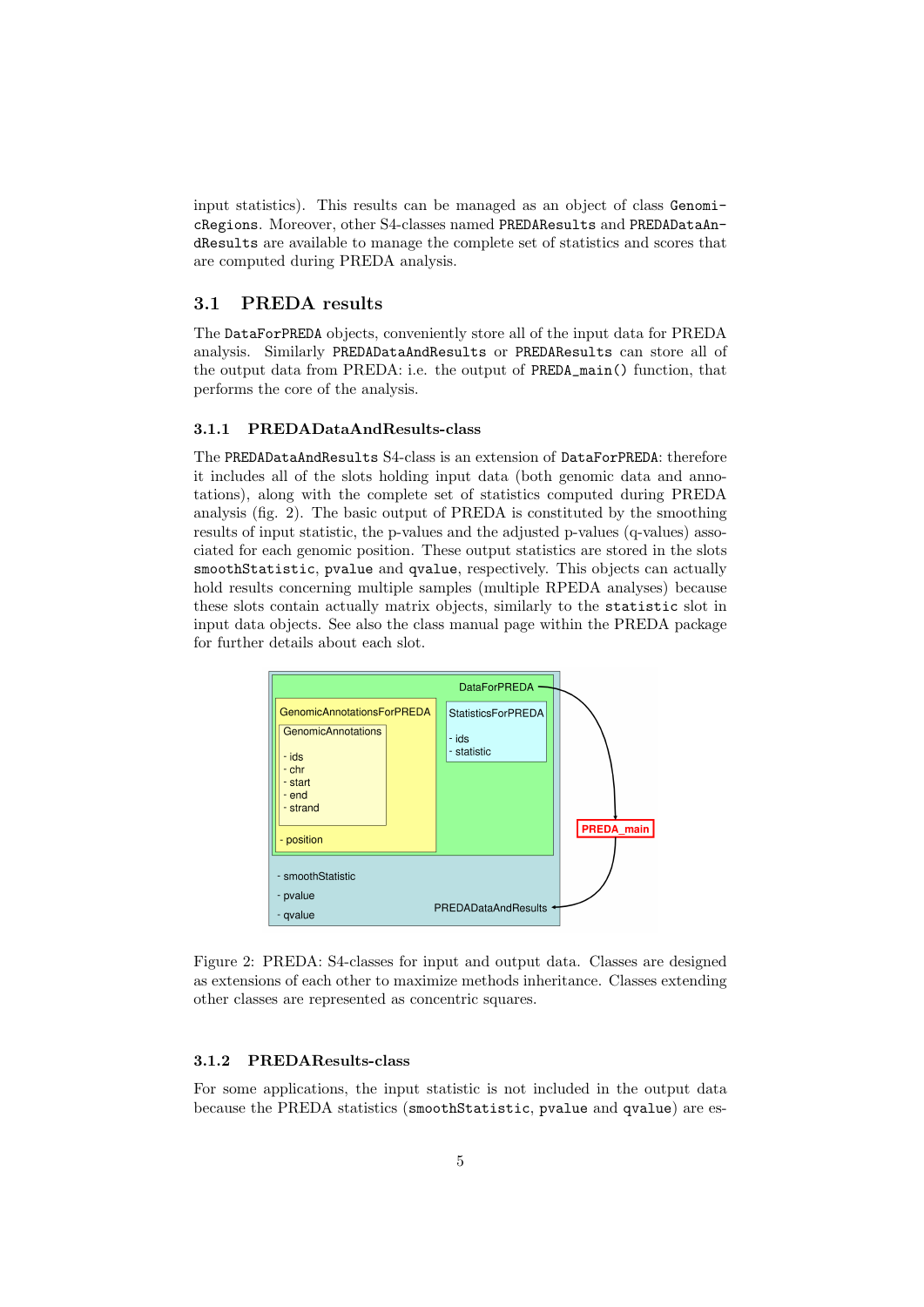input statistics). This results can be managed as an object of class GenomicRegions. Moreover, other S4-classes named PREDAResults and PREDADataAndResults are available to manage the complete set of statistics and scores that are computed during PREDA analysis.

## 3.1 PREDA results

The DataForPREDA objects, conveniently store all of the input data for PREDA analysis. Similarly PREDADataAndResults or PREDAResults can store all of the output data from PREDA: i.e. the output of PREDA_main() function, that performs the core of the analysis.

### 3.1.1 PREDADataAndResults-class

The PREDADataAndResults S4-class is an extension of DataForPREDA: therefore it includes all of the slots holding input data (both genomic data and annotations), along with the complete set of statistics computed during PREDA analysis (fig. 2). The basic output of PREDA is constituted by the smoothing results of input statistic, the p-values and the adjusted p-values (q-values) associated for each genomic position. These output statistics are stored in the slots smoothStatistic, pvalue and qvalue, respectively. This objects can actually hold results concerning multiple samples (multiple RPEDA analyses) because these slots contain actually matrix objects, similarly to the statistic slot in input data objects. See also the class manual page within the PREDA package for further details about each slot.

Figure 2: PREDA: S4-classes for input and output data. Classes are designed as extensions of each other to maximize methods inheritance. Classes extending other classes are represented as concentric squares.

### 3.1.2 PREDAResults-class

For some applications, the input statistic is not included in the output data because the PREDA statistics (smoothStatistic, pvalue and qvalue) are es-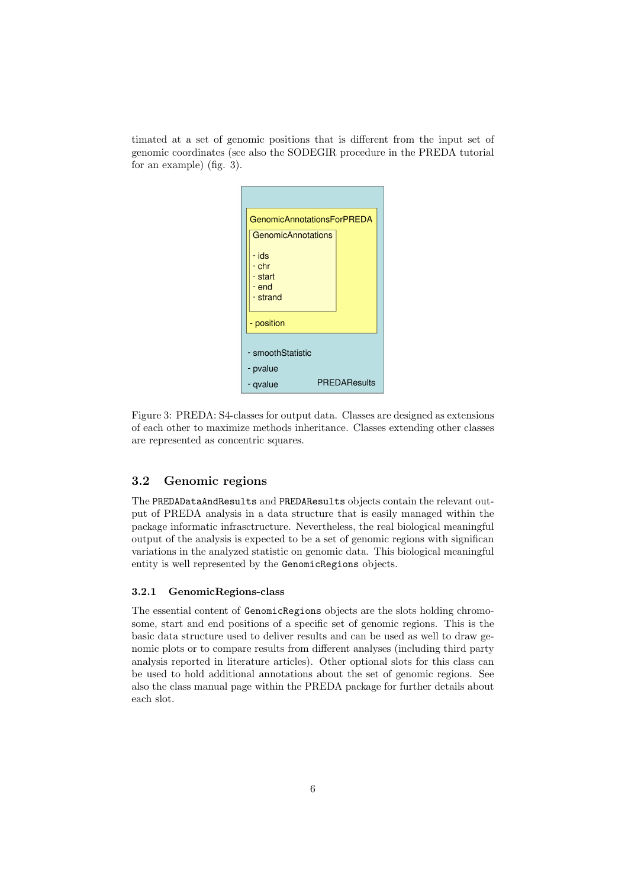timated at a set of genomic positions that is different from the input set of genomic coordinates (see also the SODEGIR procedure in the PREDA tutorial for an example) (fig. 3).

GenomicAnnotationsForPREDA

GenomicAnnotations

- ids
- chr
- start
- end
- strand

- position

- smoothStatistic
- pvalue
- qvalue

PREDAResults

Figure 3: PREDA: S4-classes for output data. Classes are designed as extensions of each other to maximize methods inheritance. Classes extending other classes are represented as concentric squares.

## 3.2 Genomic regions

The `PREDADataAndResults` and `PREDAResults` objects contain the relevant output of PREDA analysis in a data structure that is easily managed within the package informatic infrasctructure. Nevertheless, the real biological meaningful output of the analysis is expected to be a set of genomic regions with significan variations in the analyzed statistic on genomic data. This biological meaningful entity is well represented by the `GenomicRegions` objects.

### 3.2.1 GenomicRegions-class

The essential content of `GenomicRegions` objects are the slots holding chromosome, start and end positions of a specific set of genomic regions. This is the basic data structure used to deliver results and can be used as well to draw genomic plots or to compare results from different analyses (including third party analysis reported in literature articles). Other optional slots for this class can be used to hold additional annotations about the set of genomic regions. See also the class manual page within the PREDA package for further details about each slot.